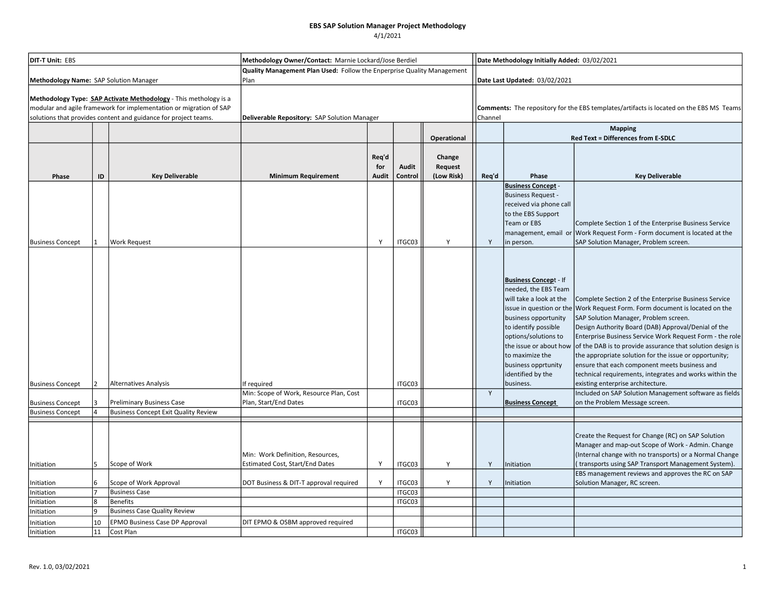# EBS SAP Solution Manager Project Methodology

4/1/2021

| DIT-T Unit: EBS | | | Methodology Owner/Contact: Marnie Lockard/Jose Berdiel | | | | Date Methodology Initially Added: 03/02/2021 | | |
|---|---|---|---|---|---|---|---|---|---|
| **Methodology Name:** SAP Solution Manager | | | **Quality Management Plan Used:** Follow the Enperprise Quality Management Plan | | | | **Date Last Updated:** 03/02/2021 | | |
| **Methodology Type:** **SAP Activate Methodology** - This methology is a modular and agile framework for implementation or migration of SAP solutions that provides content and guidance for project teams. | | | **Deliverable Repository:** SAP Solution Manager | | | | **Comments:** The repository for the EBS templates/artifacts is located on the EBS MS Teams Channel | | |
| | | | | | | **Operational** | | **Mapping** Red Text = Differences from E-SDLC | |
| **Phase** | **ID** | **Key Deliverable** | **Minimum Requirement** | **Req'd for Audit** | **Audit Control** | **Change Request (Low Risk)** | **Req'd** | **Phase** | **Key Deliverable** |
| Business Concept | 1 | Work Request | | Y | ITGC03 | Y | Y | **Business Concept** - Business Request - received via phone call to the EBS Support Team or EBS management, email or in person. | Complete Section 1 of the Enterprise Business Service Work Request Form - Form document is located at the SAP Solution Manager, Problem screen. |
| Business Concept | 2 | Alternatives Analysis | If required | | ITGC03 | | | **Business Concept** - If needed, the EBS Team will take a look at the issue in question or the business opportunity to identify possible options/solutions to the issue or about how to maximize the business opprtunity identified by the business. | Complete Section 2 of the Enterprise Business Service Work Request Form. Form document is located on the SAP Solution Manager, Problem screen. Design Authority Board (DAB) Approval/Denial of the Enterprise Business Service Work Request Form - the role of the DAB is to provide assurance that solution design is the appropriate solution for the issue or opportunity; ensure that each component meets business and technical requirements, integrates and works within the existing enterprise architecture. |
| Business Concept | 3 | Preliminary Business Case | Min: Scope of Work, Resource Plan, Cost Plan, Start/End Dates | | ITGC03 | | Y | **Business Concept** | Included on SAP Solution Management software as fields on the Problem Message screen. |
| Business Concept | 4 | Business Concept Exit Quality Review | | | | | | | |
| | | | | | | | | | |
| Initiation | 5 | Scope of Work | Min: Work Definition, Resources, Estimated Cost, Start/End Dates | Y | ITGC03 | Y | Y | Initiation | Create the Request for Change (RC) on SAP Solution Manager and map-out Scope of Work - Admin. Change (Internal change with no transports) or a Normal Change ( transports using SAP Transport Management System). |
| Initiation | 6 | Scope of Work Approval | DOT Business & DIT-T approval required | Y | ITGC03 | Y | Y | Initiation | EBS management reviews and approves the RC on SAP Solution Manager, RC screen. |
| Initiation | 7 | Business Case | | | ITGC03 | | | | |
| Initiation | 8 | Benefits | | | ITGC03 | | | | |
| Initiation | 9 | Business Case Quality Review | | | | | | | |
| Initiation | 10 | EPMO Business Case DP Approval | DIT EPMO & OSBM approved required | | | | | | |
| Initiation | 11 | Cost Plan | | | ITGC03 | | | | |

Rev. 1.0, 03/02/2021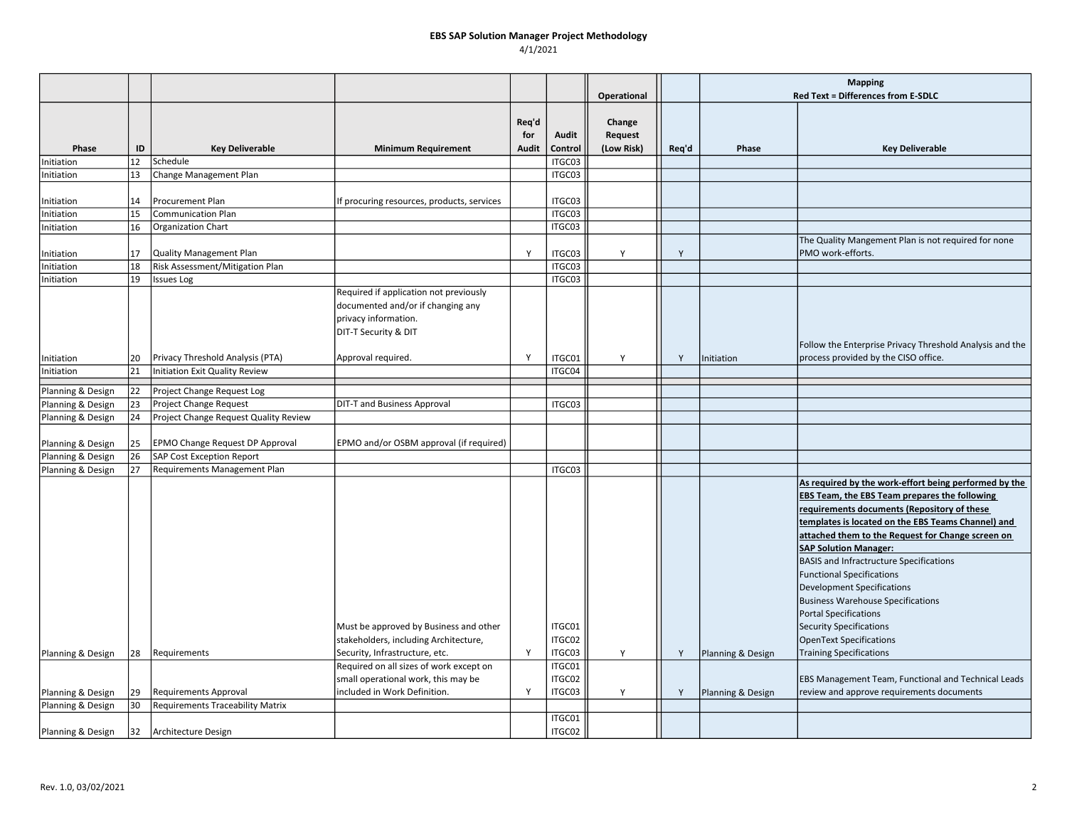# EBS SAP Solution Manager Project Methodology

4/1/2021

| | | | | | | Operational | | Mapping Red Text = Differences from E-SDLC | |
|---|---|---|---|---|---|---|---|---|---|
| Phase | ID | Key Deliverable | Minimum Requirement | Req'd for Audit | Audit Control | Change Request (Low Risk) | Req'd | Phase | Key Deliverable |
| Initiation | 12 | Schedule | | | ITGC03 | | | | |
| Initiation | 13 | Change Management Plan | | | ITGC03 | | | | |
| Initiation | 14 | Procurement Plan | If procuring resources, products, services | | ITGC03 | | | | |
| Initiation | 15 | Communication Plan | | | ITGC03 | | | | |
| Initiation | 16 | Organization Chart | | | ITGC03 | | | | |
| Initiation | 17 | Quality Management Plan | | Y | ITGC03 | Y | Y | | The Quality Mangement Plan is not required for none PMO work-efforts. |
| Initiation | 18 | Risk Assessment/Mitigation Plan | | | ITGC03 | | | | |
| Initiation | 19 | Issues Log | | | ITGC03 | | | | |
| Initiation | 20 | Privacy Threshold Analysis (PTA) | Required if application not previously documented and/or if changing any privacy information. DIT-T Security & DIT Approval required. | Y | ITGC01 | Y | Y | Initiation | Follow the Enterprise Privacy Threshold Analysis and the process provided by the CISO office. |
| Initiation | 21 | Initiation Exit Quality Review | | | ITGC04 | | | | |
| Planning & Design | 22 | Project Change Request Log | | | | | | | |
| Planning & Design | 23 | Project Change Request | DIT-T and Business Approval | | ITGC03 | | | | |
| Planning & Design | 24 | Project Change Request Quality Review | | | | | | | |
| Planning & Design | 25 | EPMO Change Request DP Approval | EPMO and/or OSBM approval (if required) | | | | | | |
| Planning & Design | 26 | SAP Cost Exception Report | | | | | | | |
| Planning & Design | 27 | Requirements Management Plan | | | ITGC03 | | | | |
| Planning & Design | 28 | Requirements | Must be approved by Business and other stakeholders, including Architecture, Security, Infrastructure, etc. | Y | ITGC01 ITGC02 ITGC03 | Y | Y | Planning & Design | **As required by the work-effort being performed by the EBS Team, the EBS Team prepares the following requirements documents (Repository of these templates is located on the EBS Teams Channel) and attached them to the Request for Change screen on SAP Solution Manager:** BASIS and Infractructure Specifications; Functional Specifications; Development Specifications; Business Warehouse Specifications; Portal Specifications; Security Specifications; OpenText Specifications; Training Specifications |
| Planning & Design | 29 | Requirements Approval | Required on all sizes of work except on small operational work, this may be included in Work Definition. | Y | ITGC01 ITGC02 ITGC03 | Y | Y | Planning & Design | EBS Management Team, Functional and Technical Leads review and approve requirements documents |
| Planning & Design | 30 | Requirements Traceability Matrix | | | | | | | |
| Planning & Design | 32 | Architecture Design | | | ITGC01 ITGC02 | | | | |

Rev. 1.0, 03/02/2021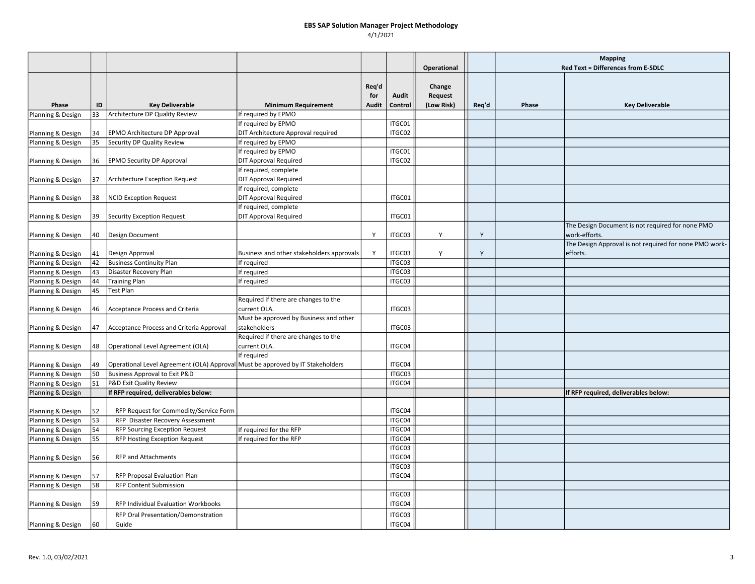# EBS SAP Solution Manager Project Methodology

4/1/2021

| | | | | | | Operational | | Mapping Red Text = Differences from E-SDLC | |
|---|---|---|---|---|---|---|---|---|---|
| Phase | ID | Key Deliverable | Minimum Requirement | Req'd for Audit | Audit Control | Change Request (Low Risk) | Req'd | Phase | Key Deliverable |
| Planning & Design | 33 | Architecture DP Quality Review | If required by EPMO | | | | | | |
| Planning & Design | 34 | EPMO Architecture DP Approval | If required by EPMO<br>DIT Architecture Approval required | | ITGC01<br>ITGC02 | | | | |
| Planning & Design | 35 | Security DP Quality Review | If required by EPMO | | | | | | |
| Planning & Design | 36 | EPMO Security DP Approval | If required by EPMO<br>DIT Approval Required | | ITGC01<br>ITGC02 | | | | |
| Planning & Design | 37 | Architecture Exception Request | If required, complete<br>DIT Approval Required | | | | | | |
| Planning & Design | 38 | NCID Exception Request | If required, complete<br>DIT Approval Required | | ITGC01 | | | | |
| Planning & Design | 39 | Security Exception Request | If required, complete<br>DIT Approval Required | | ITGC01 | | | | |
| Planning & Design | 40 | Design Document | | Y | ITGC03 | Y | Y | | The Design Document is not required for none PMO work-efforts. |
| Planning & Design | 41 | Design Approval | Business and other stakeholders approvals | Y | ITGC03 | Y | Y | | The Design Approval is not required for none PMO work-efforts. |
| Planning & Design | 42 | Business Continuity Plan | If required | | ITGC03 | | | | |
| Planning & Design | 43 | Disaster Recovery Plan | If required | | ITGC03 | | | | |
| Planning & Design | 44 | Training Plan | If required | | ITGC03 | | | | |
| Planning & Design | 45 | Test Plan | | | | | | | |
| Planning & Design | 46 | Acceptance Process and Criteria | Required if there are changes to the current OLA. | | ITGC03 | | | | |
| Planning & Design | 47 | Acceptance Process and Criteria Approval | Must be approved by Business and other stakeholders | | ITGC03 | | | | |
| Planning & Design | 48 | Operational Level Agreement (OLA) | Required if there are changes to the current OLA. | | ITGC04 | | | | |
| Planning & Design | 49 | Operational Level Agreement (OLA) Approval | If required<br>Must be approved by IT Stakeholders | | ITGC04 | | | | |
| Planning & Design | 50 | Business Approval to Exit P&D | | | ITGC03 | | | | |
| Planning & Design | 51 | P&D Exit Quality Review | | | ITGC04 | | | | |
| Planning & Design | | **If RFP required, deliverables below:** | | | | | | | **If RFP required, deliverables below:** |
| Planning & Design | 52 | RFP Request for Commodity/Service Form | | | ITGC04 | | | | |
| Planning & Design | 53 | RFP Disaster Recovery Assessment | | | ITGC04 | | | | |
| Planning & Design | 54 | RFP Sourcing Exception Request | If required for the RFP | | ITGC04 | | | | |
| Planning & Design | 55 | RFP Hosting Exception Request | If required for the RFP | | ITGC04 | | | | |
| Planning & Design | 56 | RFP and Attachments | | | ITGC03<br>ITGC04 | | | | |
| Planning & Design | 57 | RFP Proposal Evaluation Plan | | | ITGC03<br>ITGC04 | | | | |
| Planning & Design | 58 | RFP Content Submission | | | | | | | |
| Planning & Design | 59 | RFP Individual Evaluation Workbooks | | | ITGC03<br>ITGC04 | | | | |
| Planning & Design | 60 | RFP Oral Presentation/Demonstration Guide | | | ITGC03<br>ITGC04 | | | | |

Rev. 1.0, 03/02/2021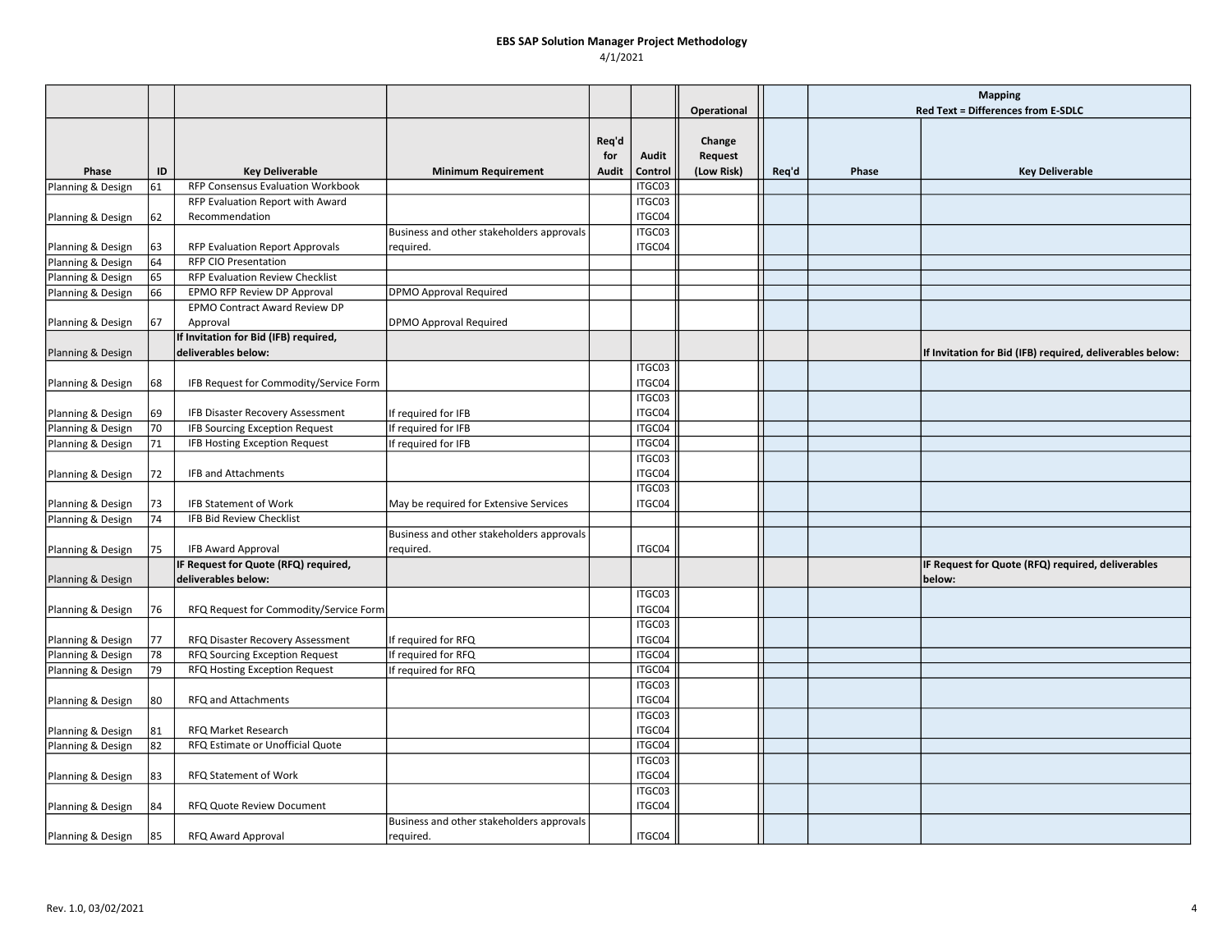**EBS SAP Solution Manager Project Methodology**

4/1/2021

| | | | | | | Operational | | Mapping Red Text = Differences from E-SDLC | |
|---|---|---|---|---|---|---|---|---|---|
| Phase | ID | Key Deliverable | Minimum Requirement | Req'd for Audit | Audit Control | Change Request (Low Risk) | Req'd | Phase | Key Deliverable |
| Planning & Design | 61 | RFP Consensus Evaluation Workbook | | | ITGC03 | | | | |
| Planning & Design | 62 | RFP Evaluation Report with Award Recommendation | | | ITGC03 ITGC04 | | | | |
| Planning & Design | 63 | RFP Evaluation Report Approvals | Business and other stakeholders approvals required. | | ITGC03 ITGC04 | | | | |
| Planning & Design | 64 | RFP CIO Presentation | | | | | | | |
| Planning & Design | 65 | RFP Evaluation Review Checklist | | | | | | | |
| Planning & Design | 66 | EPMO RFP Review DP Approval | DPMO Approval Required | | | | | | |
| Planning & Design | 67 | EPMO Contract Award Review DP Approval | DPMO Approval Required | | | | | | |
| Planning & Design | | **If Invitation for Bid (IFB) required, deliverables below:** | | | | | | | **If Invitation for Bid (IFB) required, deliverables below:** |
| Planning & Design | 68 | IFB Request for Commodity/Service Form | | | ITGC03 ITGC04 | | | | |
| Planning & Design | 69 | IFB Disaster Recovery Assessment | If required for IFB | | ITGC03 ITGC04 | | | | |
| Planning & Design | 70 | IFB Sourcing Exception Request | If required for IFB | | ITGC04 | | | | |
| Planning & Design | 71 | IFB Hosting Exception Request | If required for IFB | | ITGC04 | | | | |
| Planning & Design | 72 | IFB and Attachments | | | ITGC03 ITGC04 | | | | |
| Planning & Design | 73 | IFB Statement of Work | May be required for Extensive Services | | ITGC03 ITGC04 | | | | |
| Planning & Design | 74 | IFB Bid Review Checklist | | | | | | | |
| Planning & Design | 75 | IFB Award Approval | Business and other stakeholders approvals required. | | ITGC04 | | | | |
| Planning & Design | | **IF Request for Quote (RFQ) required, deliverables below:** | | | | | | | **IF Request for Quote (RFQ) required, deliverables below:** |
| Planning & Design | 76 | RFQ Request for Commodity/Service Form | | | ITGC03 ITGC04 | | | | |
| Planning & Design | 77 | RFQ Disaster Recovery Assessment | If required for RFQ | | ITGC03 ITGC04 | | | | |
| Planning & Design | 78 | RFQ Sourcing Exception Request | If required for RFQ | | ITGC04 | | | | |
| Planning & Design | 79 | RFQ Hosting Exception Request | If required for RFQ | | ITGC04 | | | | |
| Planning & Design | 80 | RFQ and Attachments | | | ITGC03 ITGC04 | | | | |
| Planning & Design | 81 | RFQ Market Research | | | ITGC03 ITGC04 | | | | |
| Planning & Design | 82 | RFQ Estimate or Unofficial Quote | | | ITGC04 | | | | |
| Planning & Design | 83 | RFQ Statement of Work | | | ITGC03 ITGC04 | | | | |
| Planning & Design | 84 | RFQ Quote Review Document | | | ITGC03 ITGC04 | | | | |
| Planning & Design | 85 | RFQ Award Approval | Business and other stakeholders approvals required. | | ITGC04 | | | | |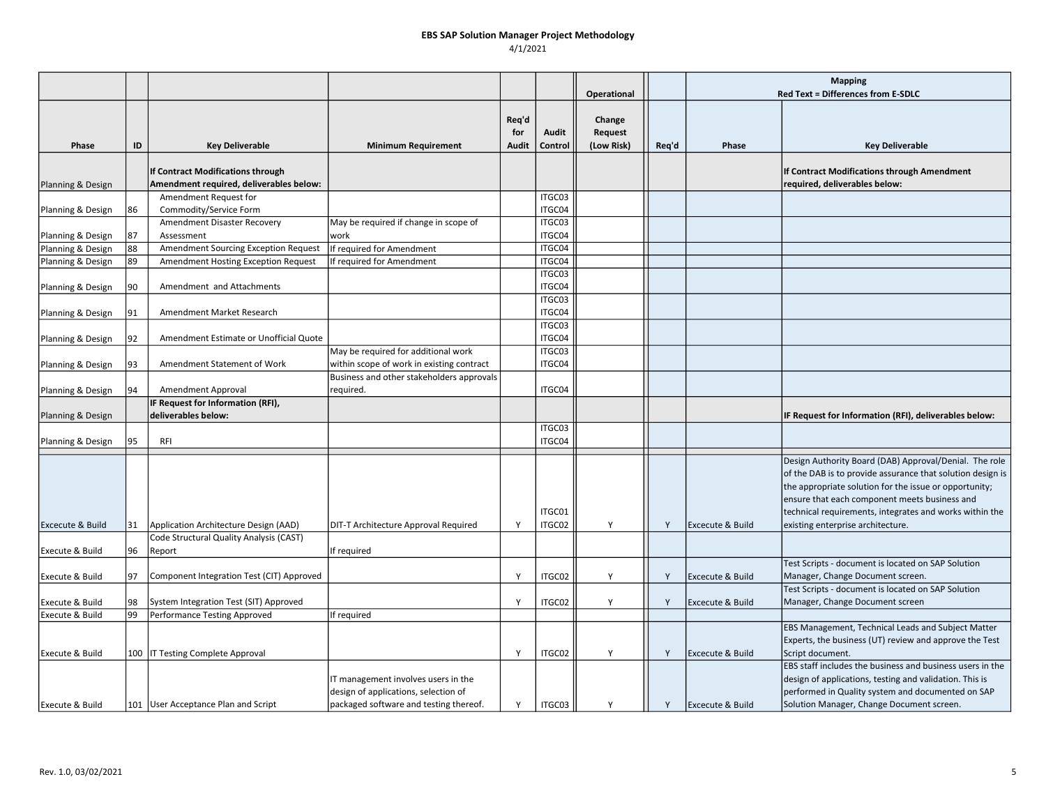**EBS SAP Solution Manager Project Methodology**

4/1/2021

| | | | | | | Operational | | Mapping Red Text = Differences from E-SDLC | |
|---|---|---|---|---|---|---|---|---|---|
| **Phase** | **ID** | **Key Deliverable** | **Minimum Requirement** | **Req'd for Audit** | **Audit Control** | **Change Request (Low Risk)** | **Req'd** | **Phase** | **Key Deliverable** |
| Planning & Design | | **If Contract Modifications through Amendment required, deliverables below:** | | | | | | | **If Contract Modifications through Amendment required, deliverables below:** |
| Planning & Design | 86 | Amendment Request for Commodity/Service Form | | | ITGC03 ITGC04 | | | | |
| Planning & Design | 87 | Amendment Disaster Recovery Assessment | May be required if change in scope of work | | ITGC03 ITGC04 | | | | |
| Planning & Design | 88 | Amendment Sourcing Exception Request | If required for Amendment | | ITGC04 | | | | |
| Planning & Design | 89 | Amendment Hosting Exception Request | If required for Amendment | | ITGC04 | | | | |
| Planning & Design | 90 | Amendment and Attachments | | | ITGC03 ITGC04 | | | | |
| Planning & Design | 91 | Amendment Market Research | | | ITGC03 ITGC04 | | | | |
| Planning & Design | 92 | Amendment Estimate or Unofficial Quote | | | ITGC03 ITGC04 | | | | |
| Planning & Design | 93 | Amendment Statement of Work | May be required for additional work within scope of work in existing contract | | ITGC03 ITGC04 | | | | |
| Planning & Design | 94 | Amendment Approval | Business and other stakeholders approvals required. | | ITGC04 | | | | |
| Planning & Design | | **IF Request for Information (RFI), deliverables below:** | | | | | | | **IF Request for Information (RFI), deliverables below:** |
| Planning & Design | 95 | RFI | | | ITGC03 ITGC04 | | | | |
| Excecute & Build | 31 | Application Architecture Design (AAD) | DIT-T Architecture Approval Required | Y | ITGC01 ITGC02 | Y | Y | Excecute & Build | Design Authority Board (DAB) Approval/Denial. The role of the DAB is to provide assurance that solution design is the appropriate solution for the issue or opportunity; ensure that each component meets business and technical requirements, integrates and works within the existing enterprise architecture. |
| Execute & Build | 96 | Code Structural Quality Analysis (CAST) Report | If required | | | | | | |
| Execute & Build | 97 | Component Integration Test (CIT) Approved | | Y | ITGC02 | Y | Y | Excecute & Build | Test Scripts - document is located on SAP Solution Manager, Change Document screen. |
| Execute & Build | 98 | System Integration Test (SIT) Approved | | Y | ITGC02 | Y | Y | Excecute & Build | Test Scripts - document is located on SAP Solution Manager, Change Document screen |
| Execute & Build | 99 | Performance Testing Approved | If required | | | | | | |
| Execute & Build | 100 | IT Testing Complete Approval | | Y | ITGC02 | Y | Y | Excecute & Build | EBS Management, Technical Leads and Subject Matter Experts, the business (UT) review and approve the Test Script document. |
| Execute & Build | 101 | User Acceptance Plan and Script | IT management involves users in the design of applications, selection of packaged software and testing thereof. | Y | ITGC03 | Y | Y | Excecute & Build | EBS staff includes the business and business users in the design of applications, testing and validation. This is performed in Quality system and documented on SAP Solution Manager, Change Document screen. |

Rev. 1.0, 03/02/2021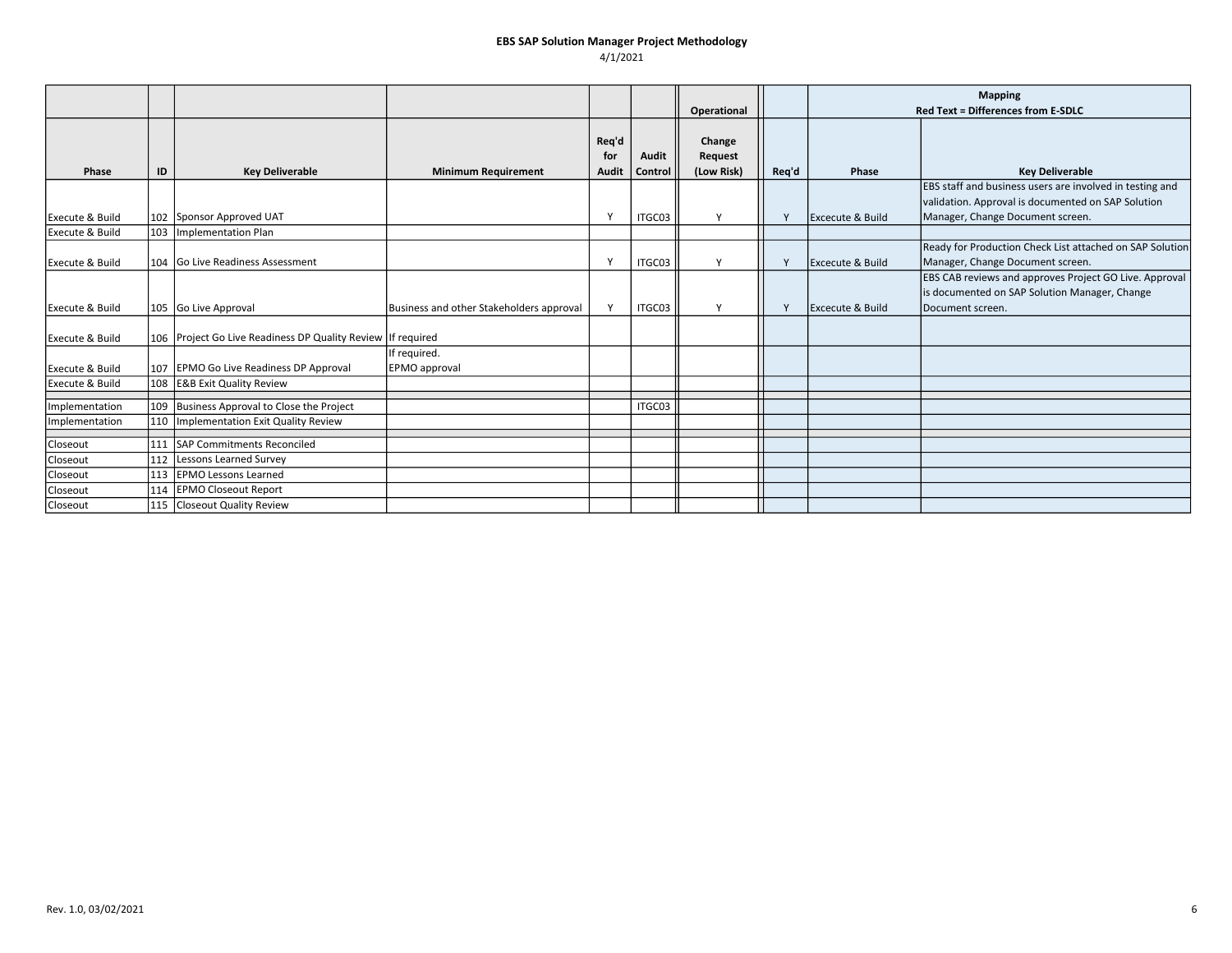**EBS SAP Solution Manager Project Methodology**
4/1/2021

| | | | | | | Operational | | Mapping Red Text = Differences from E-SDLC | |
|---|---|---|---|---|---|---|---|---|---|
| Phase | ID | Key Deliverable | Minimum Requirement | Req'd for Audit | Audit Control | Change Request (Low Risk) | Req'd | Phase | Key Deliverable |
| Execute & Build | 102 | Sponsor Approved UAT | | Y | ITGC03 | Y | Y | Excecute & Build | EBS staff and business users are involved in testing and validation. Approval is documented on SAP Solution Manager, Change Document screen. |
| Execute & Build | 103 | Implementation Plan | | | | | | | |
| Execute & Build | 104 | Go Live Readiness Assessment | | Y | ITGC03 | Y | Y | Excecute & Build | Ready for Production Check List attached on SAP Solution Manager, Change Document screen. |
| Execute & Build | 105 | Go Live Approval | Business and other Stakeholders approval | Y | ITGC03 | Y | Y | Excecute & Build | EBS CAB reviews and approves Project GO Live. Approval is documented on SAP Solution Manager, Change Document screen. |
| Execute & Build | 106 | Project Go Live Readiness DP Quality Review | If required | | | | | | |
| Execute & Build | 107 | EPMO Go Live Readiness DP Approval | If required. EPMO approval | | | | | | |
| Execute & Build | 108 | E&B Exit Quality Review | | | | | | | |
| Implementation | 109 | Business Approval to Close the Project | | | ITGC03 | | | | |
| Implementation | 110 | Implementation Exit Quality Review | | | | | | | |
| Closeout | 111 | SAP Commitments Reconciled | | | | | | | |
| Closeout | 112 | Lessons Learned Survey | | | | | | | |
| Closeout | 113 | EPMO Lessons Learned | | | | | | | |
| Closeout | 114 | EPMO Closeout Report | | | | | | | |
| Closeout | 115 | Closeout Quality Review | | | | | | | |

Rev. 1.0, 03/02/2021